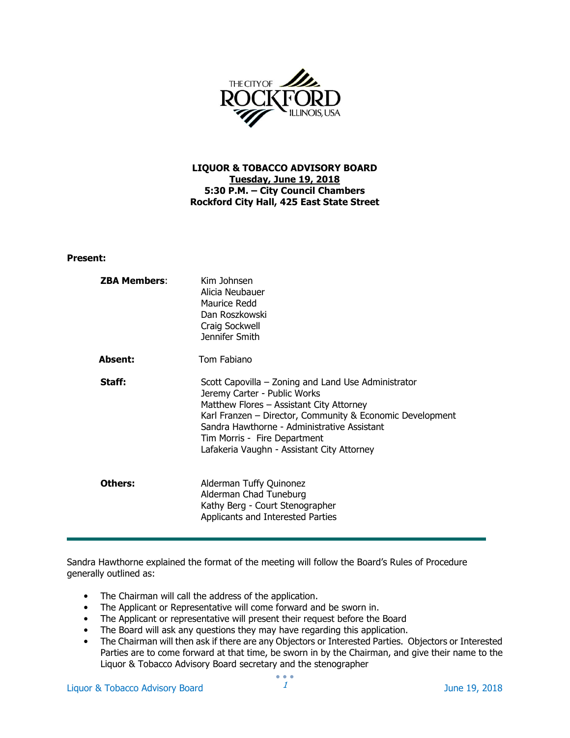**LIQUOR & TOBACCO ADVISORY BOARD**
**Tuesday, June 19, 2018**
**5:30 P.M. – City Council Chambers**
**Rockford City Hall, 425 East State Street**

**Present:**

| | |
|---|---|
| **ZBA Members**: | Kim Johnsen<br>Alicia Neubauer<br>Maurice Redd<br>Dan Roszkowski<br>Craig Sockwell<br>Jennifer Smith |
| **Absent:** | Tom Fabiano |
| **Staff:** | Scott Capovilla – Zoning and Land Use Administrator<br>Jeremy Carter - Public Works<br>Matthew Flores – Assistant City Attorney<br>Karl Franzen – Director, Community & Economic Development<br>Sandra Hawthorne - Administrative Assistant<br>Tim Morris - Fire Department<br>Lafakeria Vaughn - Assistant City Attorney |
| **Others:** | Alderman Tuffy Quinonez<br>Alderman Chad Tuneburg<br>Kathy Berg - Court Stenographer<br>Applicants and Interested Parties |

---

Sandra Hawthorne explained the format of the meeting will follow the Board's Rules of Procedure generally outlined as:

- The Chairman will call the address of the application.
- The Applicant or Representative will come forward and be sworn in.
- The Applicant or representative will present their request before the Board
- The Board will ask any questions they may have regarding this application.
- The Chairman will then ask if there are any Objectors or Interested Parties. Objectors or Interested Parties are to come forward at that time, be sworn in by the Chairman, and give their name to the Liquor & Tobacco Advisory Board secretary and the stenographer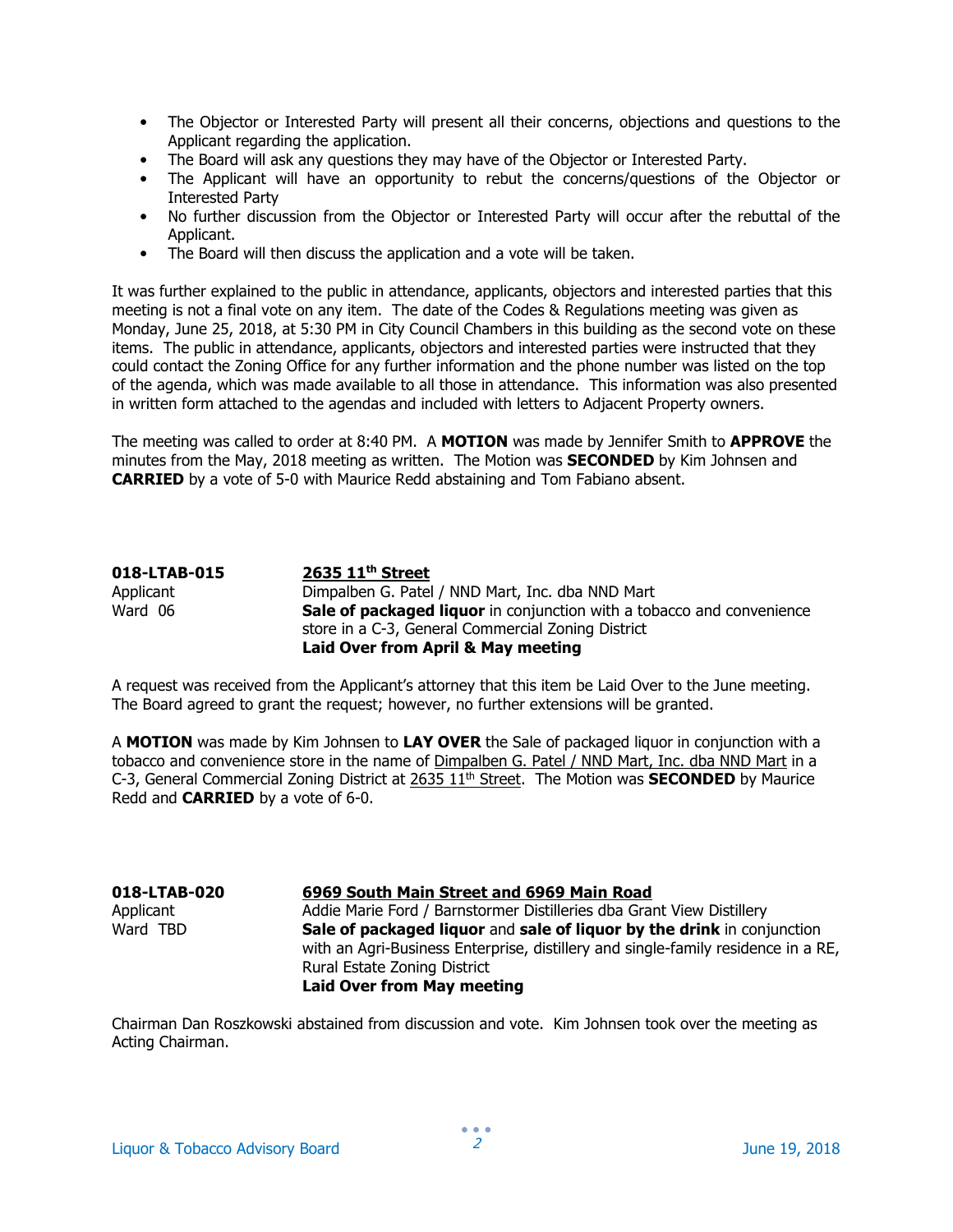- The Objector or Interested Party will present all their concerns, objections and questions to the Applicant regarding the application.
- The Board will ask any questions they may have of the Objector or Interested Party.
- The Applicant will have an opportunity to rebut the concerns/questions of the Objector or Interested Party
- No further discussion from the Objector or Interested Party will occur after the rebuttal of the Applicant.
- The Board will then discuss the application and a vote will be taken.

It was further explained to the public in attendance, applicants, objectors and interested parties that this meeting is not a final vote on any item. The date of the Codes & Regulations meeting was given as Monday, June 25, 2018, at 5:30 PM in City Council Chambers in this building as the second vote on these items. The public in attendance, applicants, objectors and interested parties were instructed that they could contact the Zoning Office for any further information and the phone number was listed on the top of the agenda, which was made available to all those in attendance. This information was also presented in written form attached to the agendas and included with letters to Adjacent Property owners.

The meeting was called to order at 8:40 PM. A **MOTION** was made by Jennifer Smith to **APPROVE** the minutes from the May, 2018 meeting as written. The Motion was **SECONDED** by Kim Johnsen and **CARRIED** by a vote of 5-0 with Maurice Redd abstaining and Tom Fabiano absent.

**018-LTAB-015** — **2635 11th Street**
Applicant — Dimpalben G. Patel / NND Mart, Inc. dba NND Mart
Ward 06 — **Sale of packaged liquor** in conjunction with a tobacco and convenience store in a C-3, General Commercial Zoning District
**Laid Over from April & May meeting**

A request was received from the Applicant's attorney that this item be Laid Over to the June meeting. The Board agreed to grant the request; however, no further extensions will be granted.

A **MOTION** was made by Kim Johnsen to **LAY OVER** the Sale of packaged liquor in conjunction with a tobacco and convenience store in the name of Dimpalben G. Patel / NND Mart, Inc. dba NND Mart in a C-3, General Commercial Zoning District at 2635 11th Street. The Motion was **SECONDED** by Maurice Redd and **CARRIED** by a vote of 6-0.

**018-LTAB-020** — **6969 South Main Street and 6969 Main Road**
Applicant — Addie Marie Ford / Barnstormer Distilleries dba Grant View Distillery
Ward TBD — **Sale of packaged liquor** and **sale of liquor by the drink** in conjunction with an Agri-Business Enterprise, distillery and single-family residence in a RE, Rural Estate Zoning District
**Laid Over from May meeting**

Chairman Dan Roszkowski abstained from discussion and vote. Kim Johnsen took over the meeting as Acting Chairman.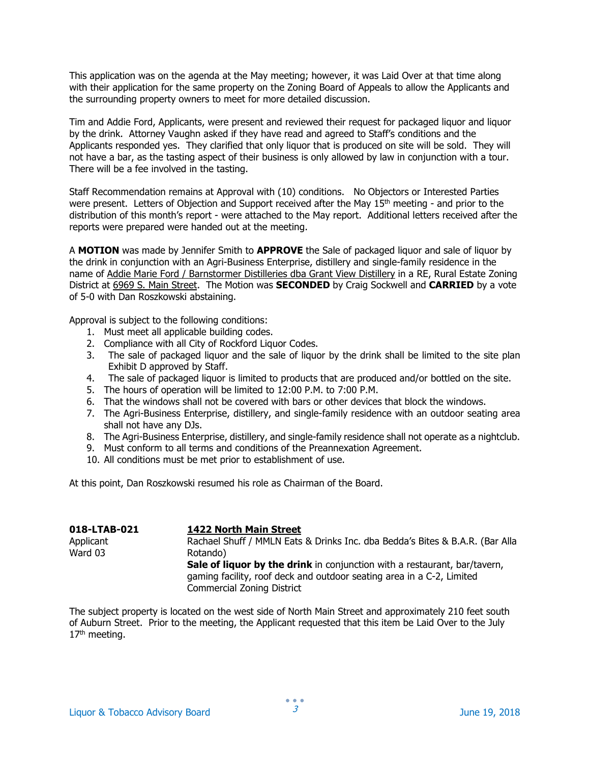This application was on the agenda at the May meeting; however, it was Laid Over at that time along with their application for the same property on the Zoning Board of Appeals to allow the Applicants and the surrounding property owners to meet for more detailed discussion.

Tim and Addie Ford, Applicants, were present and reviewed their request for packaged liquor and liquor by the drink. Attorney Vaughn asked if they have read and agreed to Staff's conditions and the Applicants responded yes. They clarified that only liquor that is produced on site will be sold. They will not have a bar, as the tasting aspect of their business is only allowed by law in conjunction with a tour. There will be a fee involved in the tasting.

Staff Recommendation remains at Approval with (10) conditions. No Objectors or Interested Parties were present. Letters of Objection and Support received after the May 15th meeting - and prior to the distribution of this month's report - were attached to the May report. Additional letters received after the reports were prepared were handed out at the meeting.

A **MOTION** was made by Jennifer Smith to **APPROVE** the Sale of packaged liquor and sale of liquor by the drink in conjunction with an Agri-Business Enterprise, distillery and single-family residence in the name of Addie Marie Ford / Barnstormer Distilleries dba Grant View Distillery in a RE, Rural Estate Zoning District at 6969 S. Main Street. The Motion was **SECONDED** by Craig Sockwell and **CARRIED** by a vote of 5-0 with Dan Roszkowski abstaining.

Approval is subject to the following conditions:

1. Must meet all applicable building codes.
2. Compliance with all City of Rockford Liquor Codes.
3. The sale of packaged liquor and the sale of liquor by the drink shall be limited to the site plan Exhibit D approved by Staff.
4. The sale of packaged liquor is limited to products that are produced and/or bottled on the site.
5. The hours of operation will be limited to 12:00 P.M. to 7:00 P.M.
6. That the windows shall not be covered with bars or other devices that block the windows.
7. The Agri-Business Enterprise, distillery, and single-family residence with an outdoor seating area shall not have any DJs.
8. The Agri-Business Enterprise, distillery, and single-family residence shall not operate as a nightclub.
9. Must conform to all terms and conditions of the Preannexation Agreement.
10. All conditions must be met prior to establishment of use.

At this point, Dan Roszkowski resumed his role as Chairman of the Board.

**018-LTAB-021** — **1422 North Main Street**

Applicant — Rachael Shuff / MMLN Eats & Drinks Inc. dba Bedda's Bites & B.A.R. (Bar Alla Rotando)

Ward 03 — **Sale of liquor by the drink** in conjunction with a restaurant, bar/tavern, gaming facility, roof deck and outdoor seating area in a C-2, Limited Commercial Zoning District

The subject property is located on the west side of North Main Street and approximately 210 feet south of Auburn Street. Prior to the meeting, the Applicant requested that this item be Laid Over to the July 17th meeting.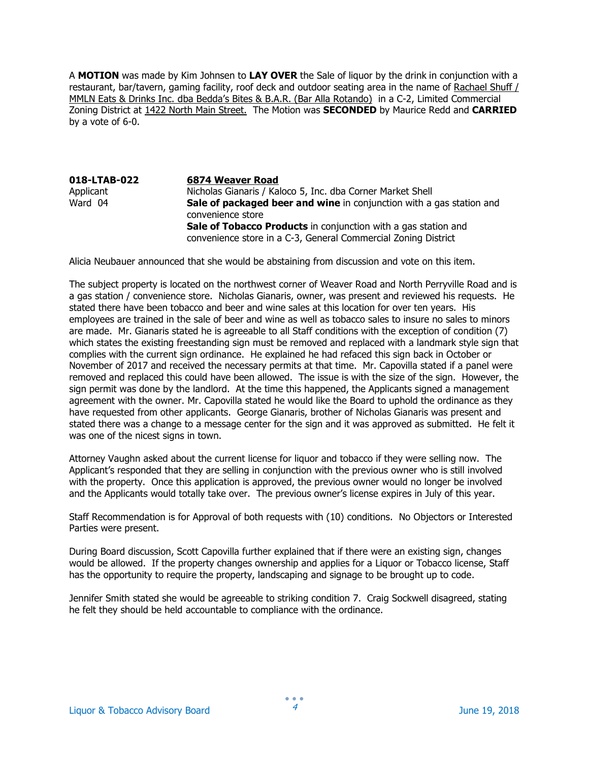A **MOTION** was made by Kim Johnsen to **LAY OVER** the Sale of liquor by the drink in conjunction with a restaurant, bar/tavern, gaming facility, roof deck and outdoor seating area in the name of Rachael Shuff / MMLN Eats & Drinks Inc. dba Bedda's Bites & B.A.R. (Bar Alla Rotando) in a C-2, Limited Commercial Zoning District at 1422 North Main Street. The Motion was **SECONDED** by Maurice Redd and **CARRIED** by a vote of 6-0.

| | |
|---|---|
| **018-LTAB-022** | **6874 Weaver Road** |
| Applicant | Nicholas Gianaris / Kaloco 5, Inc. dba Corner Market Shell |
| Ward 04 | **Sale of packaged beer and wine** in conjunction with a gas station and convenience store |
| | **Sale of Tobacco Products** in conjunction with a gas station and convenience store in a C-3, General Commercial Zoning District |

Alicia Neubauer announced that she would be abstaining from discussion and vote on this item.

The subject property is located on the northwest corner of Weaver Road and North Perryville Road and is a gas station / convenience store. Nicholas Gianaris, owner, was present and reviewed his requests. He stated there have been tobacco and beer and wine sales at this location for over ten years. His employees are trained in the sale of beer and wine as well as tobacco sales to insure no sales to minors are made. Mr. Gianaris stated he is agreeable to all Staff conditions with the exception of condition (7) which states the existing freestanding sign must be removed and replaced with a landmark style sign that complies with the current sign ordinance. He explained he had refaced this sign back in October or November of 2017 and received the necessary permits at that time. Mr. Capovilla stated if a panel were removed and replaced this could have been allowed. The issue is with the size of the sign. However, the sign permit was done by the landlord. At the time this happened, the Applicants signed a management agreement with the owner. Mr. Capovilla stated he would like the Board to uphold the ordinance as they have requested from other applicants. George Gianaris, brother of Nicholas Gianaris was present and stated there was a change to a message center for the sign and it was approved as submitted. He felt it was one of the nicest signs in town.

Attorney Vaughn asked about the current license for liquor and tobacco if they were selling now. The Applicant's responded that they are selling in conjunction with the previous owner who is still involved with the property. Once this application is approved, the previous owner would no longer be involved and the Applicants would totally take over. The previous owner's license expires in July of this year.

Staff Recommendation is for Approval of both requests with (10) conditions. No Objectors or Interested Parties were present.

During Board discussion, Scott Capovilla further explained that if there were an existing sign, changes would be allowed. If the property changes ownership and applies for a Liquor or Tobacco license, Staff has the opportunity to require the property, landscaping and signage to be brought up to code.

Jennifer Smith stated she would be agreeable to striking condition 7. Craig Sockwell disagreed, stating he felt they should be held accountable to compliance with the ordinance.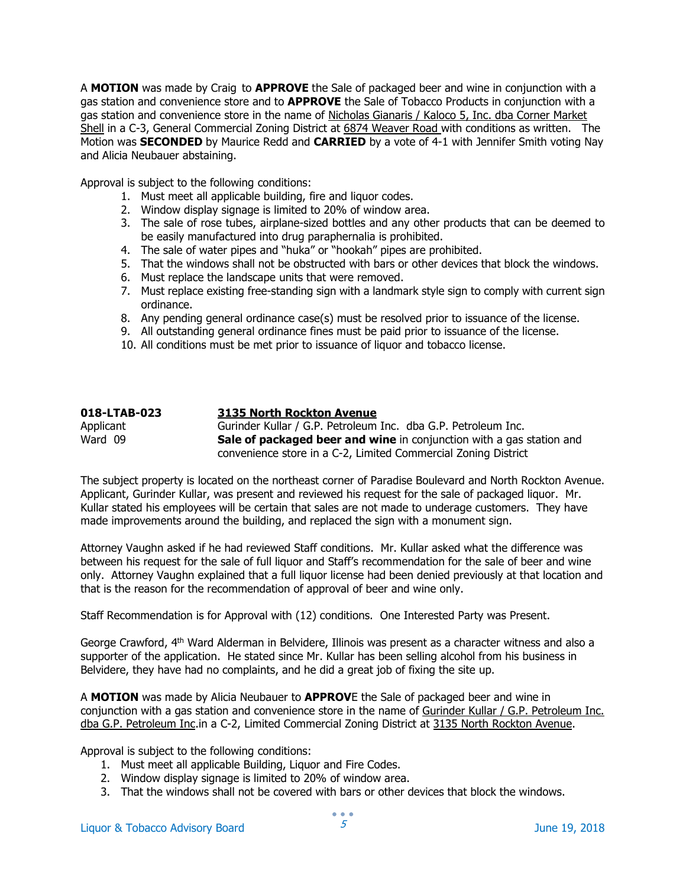A **MOTION** was made by Craig to **APPROVE** the Sale of packaged beer and wine in conjunction with a gas station and convenience store and to **APPROVE** the Sale of Tobacco Products in conjunction with a gas station and convenience store in the name of Nicholas Gianaris / Kaloco 5, Inc. dba Corner Market Shell in a C-3, General Commercial Zoning District at 6874 Weaver Road with conditions as written. The Motion was **SECONDED** by Maurice Redd and **CARRIED** by a vote of 4-1 with Jennifer Smith voting Nay and Alicia Neubauer abstaining.

Approval is subject to the following conditions:

1. Must meet all applicable building, fire and liquor codes.
2. Window display signage is limited to 20% of window area.
3. The sale of rose tubes, airplane-sized bottles and any other products that can be deemed to be easily manufactured into drug paraphernalia is prohibited.
4. The sale of water pipes and "huka" or "hookah" pipes are prohibited.
5. That the windows shall not be obstructed with bars or other devices that block the windows.
6. Must replace the landscape units that were removed.
7. Must replace existing free-standing sign with a landmark style sign to comply with current sign ordinance.
8. Any pending general ordinance case(s) must be resolved prior to issuance of the license.
9. All outstanding general ordinance fines must be paid prior to issuance of the license.
10. All conditions must be met prior to issuance of liquor and tobacco license.

| **018-LTAB-023** | **3135 North Rockton Avenue** |
|---|---|
| Applicant | Gurinder Kullar / G.P. Petroleum Inc. dba G.P. Petroleum Inc. |
| Ward 09 | **Sale of packaged beer and wine** in conjunction with a gas station and convenience store in a C-2, Limited Commercial Zoning District |

The subject property is located on the northeast corner of Paradise Boulevard and North Rockton Avenue. Applicant, Gurinder Kullar, was present and reviewed his request for the sale of packaged liquor. Mr. Kullar stated his employees will be certain that sales are not made to underage customers. They have made improvements around the building, and replaced the sign with a monument sign.

Attorney Vaughn asked if he had reviewed Staff conditions. Mr. Kullar asked what the difference was between his request for the sale of full liquor and Staff's recommendation for the sale of beer and wine only. Attorney Vaughn explained that a full liquor license had been denied previously at that location and that is the reason for the recommendation of approval of beer and wine only.

Staff Recommendation is for Approval with (12) conditions. One Interested Party was Present.

George Crawford, 4th Ward Alderman in Belvidere, Illinois was present as a character witness and also a supporter of the application. He stated since Mr. Kullar has been selling alcohol from his business in Belvidere, they have had no complaints, and he did a great job of fixing the site up.

A **MOTION** was made by Alicia Neubauer to **APPROVE** the Sale of packaged beer and wine in conjunction with a gas station and convenience store in the name of Gurinder Kullar / G.P. Petroleum Inc. dba G.P. Petroleum Inc.in a C-2, Limited Commercial Zoning District at 3135 North Rockton Avenue.

Approval is subject to the following conditions:

1. Must meet all applicable Building, Liquor and Fire Codes.
2. Window display signage is limited to 20% of window area.
3. That the windows shall not be covered with bars or other devices that block the windows.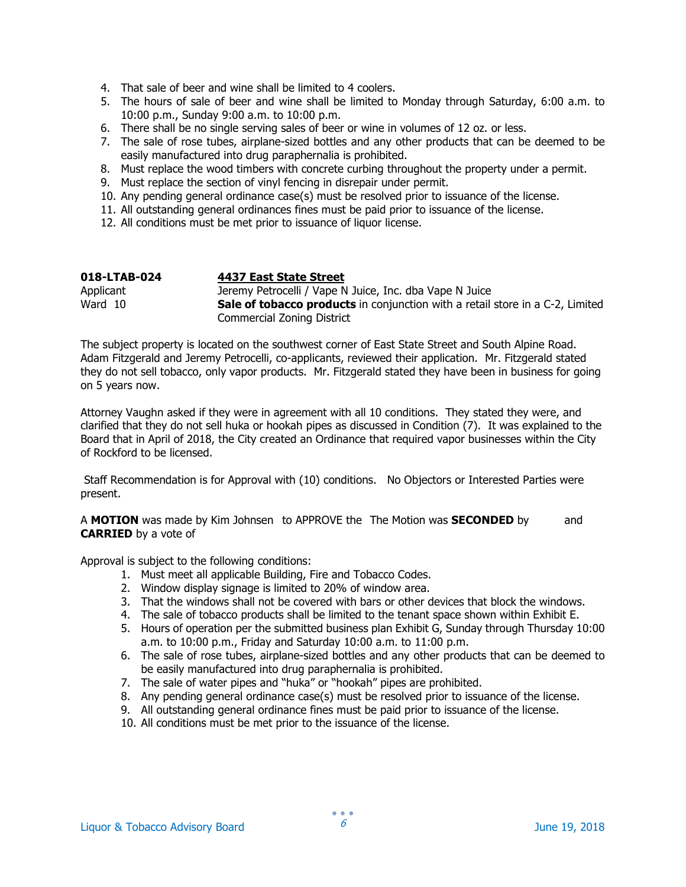4. That sale of beer and wine shall be limited to 4 coolers.
5. The hours of sale of beer and wine shall be limited to Monday through Saturday, 6:00 a.m. to 10:00 p.m., Sunday 9:00 a.m. to 10:00 p.m.
6. There shall be no single serving sales of beer or wine in volumes of 12 oz. or less.
7. The sale of rose tubes, airplane-sized bottles and any other products that can be deemed to be easily manufactured into drug paraphernalia is prohibited.
8. Must replace the wood timbers with concrete curbing throughout the property under a permit.
9. Must replace the section of vinyl fencing in disrepair under permit.
10. Any pending general ordinance case(s) must be resolved prior to issuance of the license.
11. All outstanding general ordinances fines must be paid prior to issuance of the license.
12. All conditions must be met prior to issuance of liquor license.

**018-LTAB-024** **4437 East State Street**
Applicant Jeremy Petrocelli / Vape N Juice, Inc. dba Vape N Juice
Ward 10 **Sale of tobacco products** in conjunction with a retail store in a C-2, Limited Commercial Zoning District

The subject property is located on the southwest corner of East State Street and South Alpine Road. Adam Fitzgerald and Jeremy Petrocelli, co-applicants, reviewed their application. Mr. Fitzgerald stated they do not sell tobacco, only vapor products. Mr. Fitzgerald stated they have been in business for going on 5 years now.

Attorney Vaughn asked if they were in agreement with all 10 conditions. They stated they were, and clarified that they do not sell huka or hookah pipes as discussed in Condition (7). It was explained to the Board that in April of 2018, the City created an Ordinance that required vapor businesses within the City of Rockford to be licensed.

Staff Recommendation is for Approval with (10) conditions. No Objectors or Interested Parties were present.

A **MOTION** was made by Kim Johnsen to APPROVE the The Motion was **SECONDED** by and **CARRIED** by a vote of

Approval is subject to the following conditions:

1. Must meet all applicable Building, Fire and Tobacco Codes.
2. Window display signage is limited to 20% of window area.
3. That the windows shall not be covered with bars or other devices that block the windows.
4. The sale of tobacco products shall be limited to the tenant space shown within Exhibit E.
5. Hours of operation per the submitted business plan Exhibit G, Sunday through Thursday 10:00 a.m. to 10:00 p.m., Friday and Saturday 10:00 a.m. to 11:00 p.m.
6. The sale of rose tubes, airplane-sized bottles and any other products that can be deemed to be easily manufactured into drug paraphernalia is prohibited.
7. The sale of water pipes and "huka" or "hookah" pipes are prohibited.
8. Any pending general ordinance case(s) must be resolved prior to issuance of the license.
9. All outstanding general ordinance fines must be paid prior to issuance of the license.
10. All conditions must be met prior to the issuance of the license.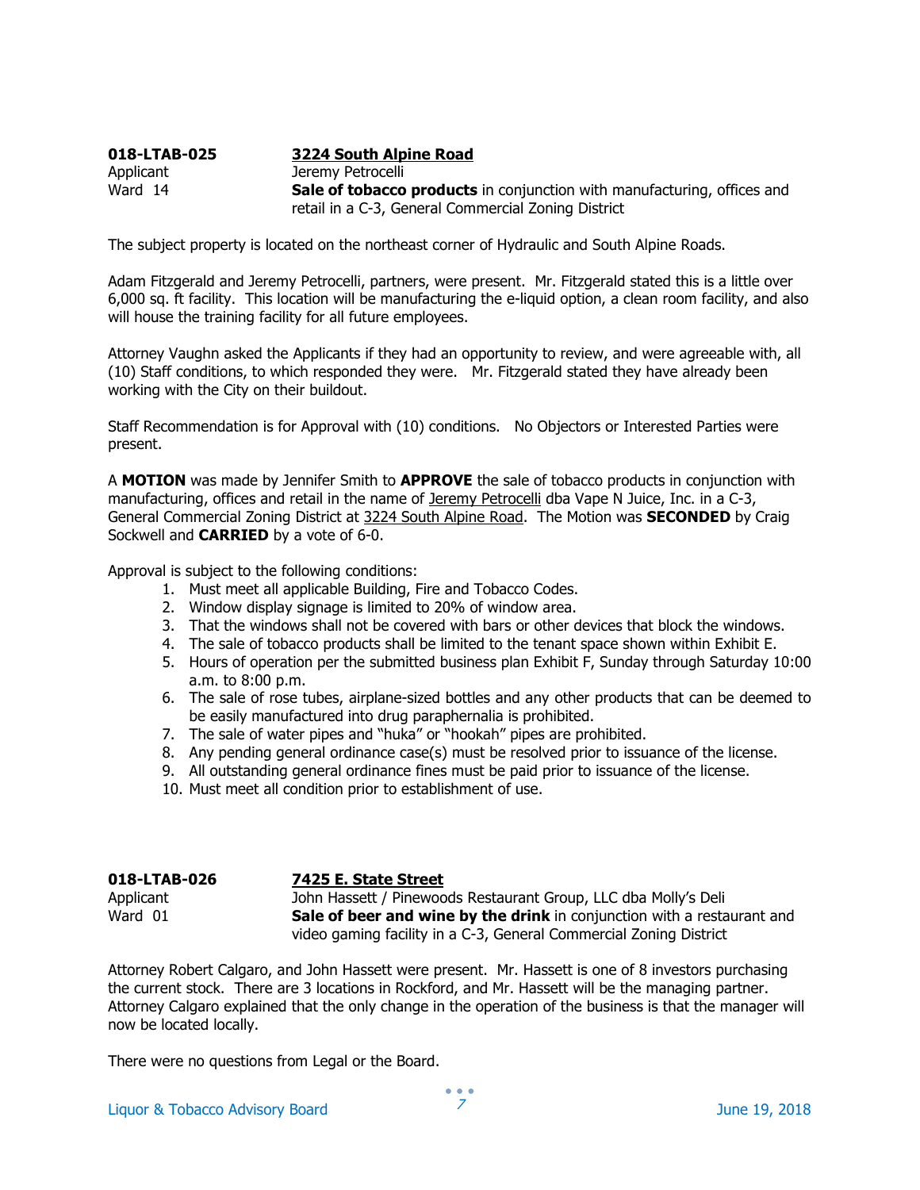| **018-LTAB-025** | **3224 South Alpine Road** |
|---|---|
| Applicant | Jeremy Petrocelli |
| Ward 14 | **Sale of tobacco products** in conjunction with manufacturing, offices and retail in a C-3, General Commercial Zoning District |

The subject property is located on the northeast corner of Hydraulic and South Alpine Roads.

Adam Fitzgerald and Jeremy Petrocelli, partners, were present. Mr. Fitzgerald stated this is a little over 6,000 sq. ft facility. This location will be manufacturing the e-liquid option, a clean room facility, and also will house the training facility for all future employees.

Attorney Vaughn asked the Applicants if they had an opportunity to review, and were agreeable with, all (10) Staff conditions, to which responded they were. Mr. Fitzgerald stated they have already been working with the City on their buildout.

Staff Recommendation is for Approval with (10) conditions. No Objectors or Interested Parties were present.

A **MOTION** was made by Jennifer Smith to **APPROVE** the sale of tobacco products in conjunction with manufacturing, offices and retail in the name of Jeremy Petrocelli dba Vape N Juice, Inc. in a C-3, General Commercial Zoning District at 3224 South Alpine Road. The Motion was **SECONDED** by Craig Sockwell and **CARRIED** by a vote of 6-0.

Approval is subject to the following conditions:

1. Must meet all applicable Building, Fire and Tobacco Codes.
2. Window display signage is limited to 20% of window area.
3. That the windows shall not be covered with bars or other devices that block the windows.
4. The sale of tobacco products shall be limited to the tenant space shown within Exhibit E.
5. Hours of operation per the submitted business plan Exhibit F, Sunday through Saturday 10:00 a.m. to 8:00 p.m.
6. The sale of rose tubes, airplane-sized bottles and any other products that can be deemed to be easily manufactured into drug paraphernalia is prohibited.
7. The sale of water pipes and "huka" or "hookah" pipes are prohibited.
8. Any pending general ordinance case(s) must be resolved prior to issuance of the license.
9. All outstanding general ordinance fines must be paid prior to issuance of the license.
10. Must meet all condition prior to establishment of use.

| **018-LTAB-026** | **7425 E. State Street** |
|---|---|
| Applicant | John Hassett / Pinewoods Restaurant Group, LLC dba Molly's Deli |
| Ward 01 | **Sale of beer and wine by the drink** in conjunction with a restaurant and video gaming facility in a C-3, General Commercial Zoning District |

Attorney Robert Calgaro, and John Hassett were present. Mr. Hassett is one of 8 investors purchasing the current stock. There are 3 locations in Rockford, and Mr. Hassett will be the managing partner. Attorney Calgaro explained that the only change in the operation of the business is that the manager will now be located locally.

There were no questions from Legal or the Board.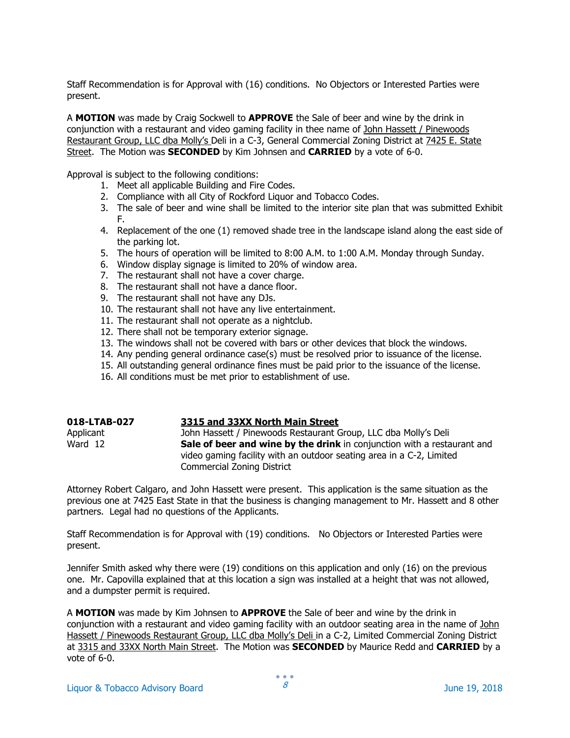Staff Recommendation is for Approval with (16) conditions. No Objectors or Interested Parties were present.

A **MOTION** was made by Craig Sockwell to **APPROVE** the Sale of beer and wine by the drink in conjunction with a restaurant and video gaming facility in thee name of John Hassett / Pinewoods Restaurant Group, LLC dba Molly's Deli in a C-3, General Commercial Zoning District at 7425 E. State Street. The Motion was **SECONDED** by Kim Johnsen and **CARRIED** by a vote of 6-0.

Approval is subject to the following conditions:

1. Meet all applicable Building and Fire Codes.
2. Compliance with all City of Rockford Liquor and Tobacco Codes.
3. The sale of beer and wine shall be limited to the interior site plan that was submitted Exhibit F.
4. Replacement of the one (1) removed shade tree in the landscape island along the east side of the parking lot.
5. The hours of operation will be limited to 8:00 A.M. to 1:00 A.M. Monday through Sunday.
6. Window display signage is limited to 20% of window area.
7. The restaurant shall not have a cover charge.
8. The restaurant shall not have a dance floor.
9. The restaurant shall not have any DJs.
10. The restaurant shall not have any live entertainment.
11. The restaurant shall not operate as a nightclub.
12. There shall not be temporary exterior signage.
13. The windows shall not be covered with bars or other devices that block the windows.
14. Any pending general ordinance case(s) must be resolved prior to issuance of the license.
15. All outstanding general ordinance fines must be paid prior to the issuance of the license.
16. All conditions must be met prior to establishment of use.

**018-LTAB-027** — **3315 and 33XX North Main Street**

Applicant: John Hassett / Pinewoods Restaurant Group, LLC dba Molly's Deli

Ward 12: **Sale of beer and wine by the drink** in conjunction with a restaurant and video gaming facility with an outdoor seating area in a C-2, Limited Commercial Zoning District

Attorney Robert Calgaro, and John Hassett were present. This application is the same situation as the previous one at 7425 East State in that the business is changing management to Mr. Hassett and 8 other partners. Legal had no questions of the Applicants.

Staff Recommendation is for Approval with (19) conditions. No Objectors or Interested Parties were present.

Jennifer Smith asked why there were (19) conditions on this application and only (16) on the previous one. Mr. Capovilla explained that at this location a sign was installed at a height that was not allowed, and a dumpster permit is required.

A **MOTION** was made by Kim Johnsen to **APPROVE** the Sale of beer and wine by the drink in conjunction with a restaurant and video gaming facility with an outdoor seating area in the name of John Hassett / Pinewoods Restaurant Group, LLC dba Molly's Deli in a C-2, Limited Commercial Zoning District at 3315 and 33XX North Main Street. The Motion was **SECONDED** by Maurice Redd and **CARRIED** by a vote of 6-0.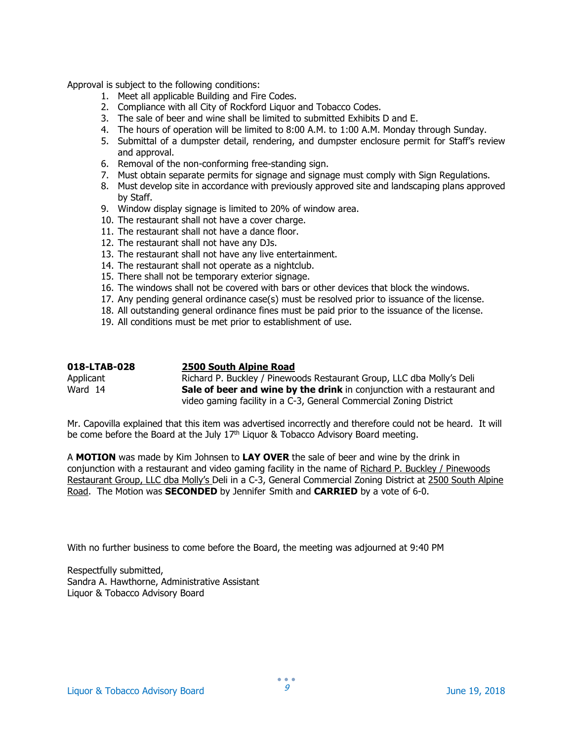Approval is subject to the following conditions:

1. Meet all applicable Building and Fire Codes.
2. Compliance with all City of Rockford Liquor and Tobacco Codes.
3. The sale of beer and wine shall be limited to submitted Exhibits D and E.
4. The hours of operation will be limited to 8:00 A.M. to 1:00 A.M. Monday through Sunday.
5. Submittal of a dumpster detail, rendering, and dumpster enclosure permit for Staff's review and approval.
6. Removal of the non-conforming free-standing sign.
7. Must obtain separate permits for signage and signage must comply with Sign Regulations.
8. Must develop site in accordance with previously approved site and landscaping plans approved by Staff.
9. Window display signage is limited to 20% of window area.
10. The restaurant shall not have a cover charge.
11. The restaurant shall not have a dance floor.
12. The restaurant shall not have any DJs.
13. The restaurant shall not have any live entertainment.
14. The restaurant shall not operate as a nightclub.
15. There shall not be temporary exterior signage.
16. The windows shall not be covered with bars or other devices that block the windows.
17. Any pending general ordinance case(s) must be resolved prior to issuance of the license.
18. All outstanding general ordinance fines must be paid prior to the issuance of the license.
19. All conditions must be met prior to establishment of use.

| | |
|---|---|
| **018-LTAB-028** | **2500 South Alpine Road** |
| Applicant | Richard P. Buckley / Pinewoods Restaurant Group, LLC dba Molly's Deli |
| Ward 14 | **Sale of beer and wine by the drink** in conjunction with a restaurant and video gaming facility in a C-3, General Commercial Zoning District |

Mr. Capovilla explained that this item was advertised incorrectly and therefore could not be heard. It will be come before the Board at the July 17th Liquor & Tobacco Advisory Board meeting.

A **MOTION** was made by Kim Johnsen to **LAY OVER** the sale of beer and wine by the drink in conjunction with a restaurant and video gaming facility in the name of Richard P. Buckley / Pinewoods Restaurant Group, LLC dba Molly's Deli in a C-3, General Commercial Zoning District at 2500 South Alpine Road. The Motion was **SECONDED** by Jennifer Smith and **CARRIED** by a vote of 6-0.

With no further business to come before the Board, the meeting was adjourned at 9:40 PM

Respectfully submitted,
Sandra A. Hawthorne, Administrative Assistant
Liquor & Tobacco Advisory Board